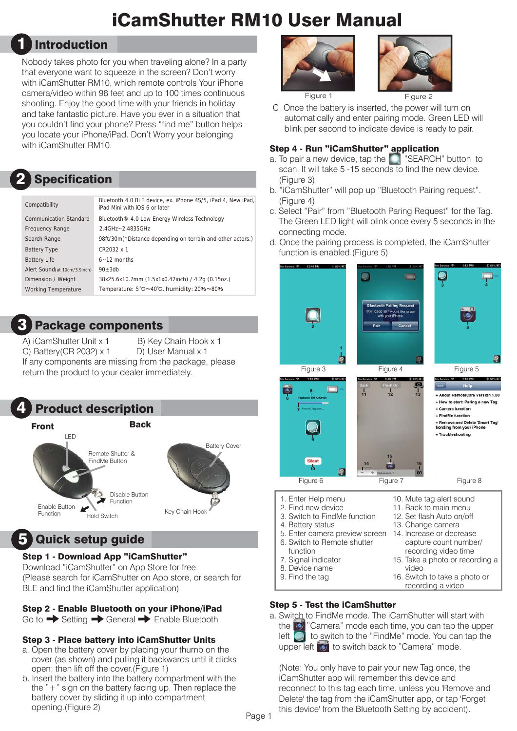# iCamShutter RM10 User Manual

## 1 Introduction

Nobody takes photo for you when traveling alone? In a party that everyone want to squeeze in the screen? Don't worry with iCamShutter RM10, which remote controls Your iPhone camera/video within 98 feet and up to 100 times continuous shooting. Enjoy the good time with your friends in holiday and take fantastic picture. Have you ever in a situation that you couldn't find your phone? Press "find me" button helps you locate your iPhone/iPad. Don't Worry your belonging with iCamShutter RM10.

## 2 Specification

| | |
|---|---|
| Compatibility | Bluetooth 4.0 BLE device, ex. iPhone 4S/5, iPad 4, New iPad, iPad Mini with iOS 6 or later |
| Communication Standard | Bluetooth® 4.0 Low Energy Wireless Technology |
| Frequency Range | 2.4GHz~2.4835GHz |
| Search Range | 98ft/30m(*Distance depending on terrain and other actors.) |
| Battery Type | CR2032 x 1 |
| Battery Life | 6~12 months |
| Alert Sound(at 10cm/3.9inch) | 90±3db |
| Dimension / Weight | 38x25.6x10.7mm (1.5x1x0.42inch) / 4.2g (0.15oz.) |
| Working Temperature | Temperature: 5℃~40℃, humidity: 20%~80% |

## 3 Package components

A) iCamShutter Unit x 1 B) Key Chain Hook x 1
C) Battery(CR 2032) x 1 D) User Manual x 1

If any components are missing from the package, please return the product to your dealer immediately.

## 4 Product description

**Front**

LED
Remote Shutter & FindMe Button
Disable Button Function
Enable Button Function
Hold Switch

**Back**

Battery Cover
Key Chain Hook

## 5 Quick setup guide

**Step 1 - Download App "iCamShutter"**

Download "iCamShutter" on App Store for free.
(Please search for iCamShutter on App store, or search for BLE and find the iCamShutter application)

**Step 2 - Enable Bluetooth on your iPhone/iPad**

Go to ➡ Setting ➡ General ➡ Enable Bluetooth

**Step 3 - Place battery into iCamShutter Units**

a. Open the battery cover by placing your thumb on the cover (as shown) and pulling it backwards until it clicks open; then lift off the cover.(Figure 1)
b. Insert the battery into the battery compartment with the the "+" sign on the battery facing up. Then replace the battery cover by sliding it up into compartment opening.(Figure 2)

Figure 1 Figure 2

C. Once the battery is inserted, the power will turn on automatically and enter pairing mode. Green LED will blink per second to indicate device is ready to pair.

**Step 4 - Run "iCamShutter" application**

a. To pair a new device, tap the "SEARCH" button to scan. It will take 5 -15 seconds to find the new device. (Figure 3)
b. "iCamShutter" will pop up "Bluetooth Pairing request". (Figure 4)
c. Select "Pair" from "Bluetooth Paring Request" for the Tag. The Green LED light will blink once every 5 seconds in the connecting mode.
d. Once the pairing process is completed, the iCamShutter function is enabled.(Figure 5)

Figure 3 Figure 4 Figure 5

Figure 6 Figure 7 Figure 8

1. Enter Help menu
2. Find new device
3. Switch to FindMe function
4. Battery status
5. Enter camera preview screen
6. Switch to Remote shutter function
7. Signal indicator
8. Device name
9. Find the tag
10. Mute tag alert sound
11. Back to main menu
12. Set flash Auto on/off
13. Change camera
14. Increase or decrease capture count number/ recording video time
15. Take a photo or recording a video
16. Switch to take a photo or recording a video

**Step 5 - Test the iCamShutter**

a. Switch to FindMe mode. The iCamShutter will start with the "Camera" mode each time, you can tap the upper left to switch to the "FindMe" mode. You can tap the upper left to switch back to "Camera" mode.

(Note: You only have to pair your new Tag once, the iCamShutter app will remember this device and reconnect to this tag each time, unless you 'Remove and Delete' the tag from the iCamShutter app, or tap 'Forget this device' from the Bluetooth Setting by accident).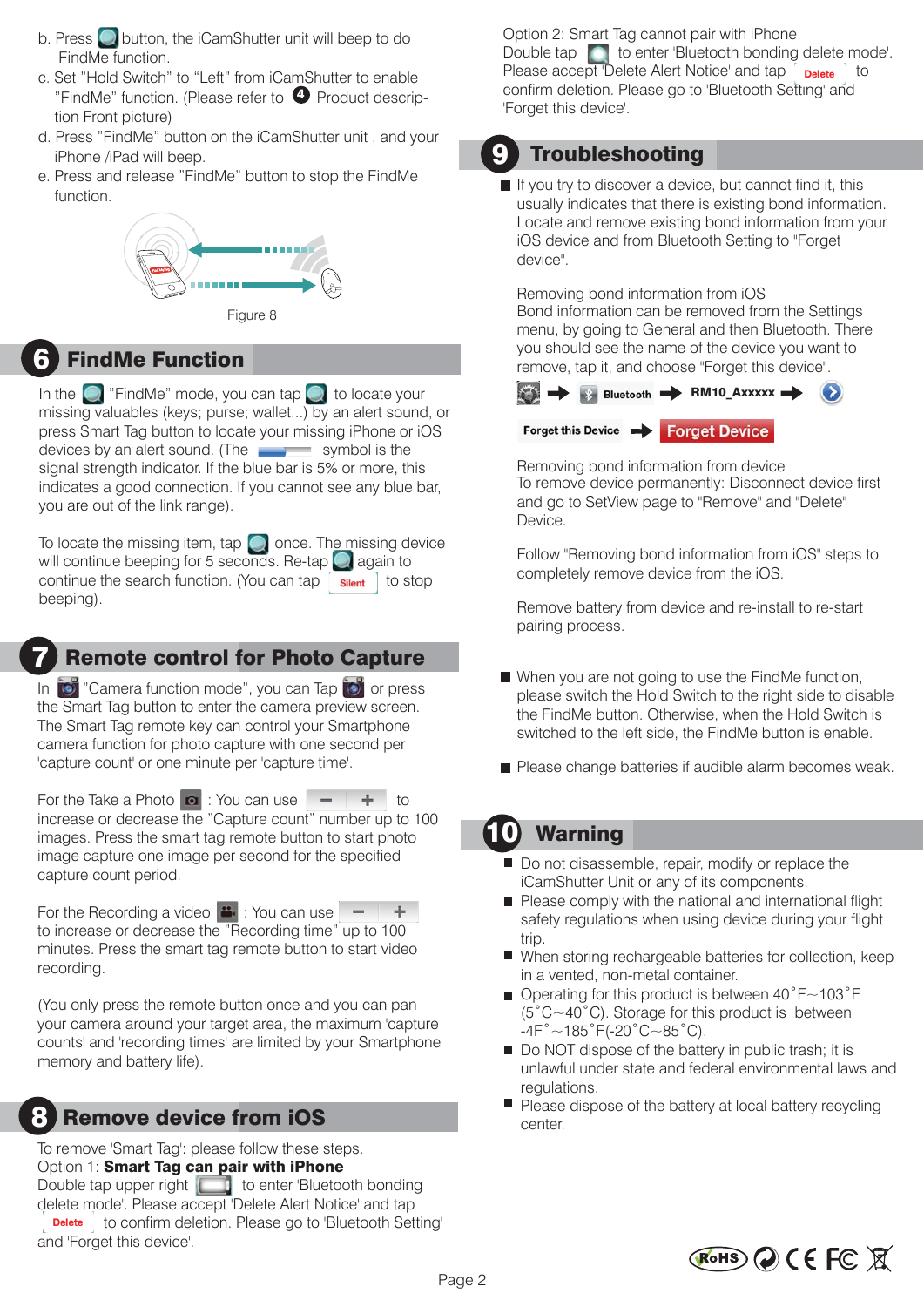b. Press button, the iCamShutter unit will beep to do FindMe function.

c. Set "Hold Switch" to "Left" from iCamShutter to enable "FindMe" function. (Please refer to 4 Product description Front picture)

d. Press "FindMe" button on the iCamShutter unit , and your iPhone /iPad will beep.

e. Press and release "FindMe" button to stop the FindMe function.

Figure 8

## 6 FindMe Function

In the "FindMe" mode, you can tap to locate your missing valuables (keys; purse; wallet...) by an alert sound, or press Smart Tag button to locate your missing iPhone or iOS devices by an alert sound. (The symbol is the signal strength indicator. If the blue bar is 5% or more, this indicates a good connection. If you cannot see any blue bar, you are out of the link range).

To locate the missing item, tap once. The missing device will continue beeping for 5 seconds. Re-tap again to continue the search function. (You can tap Silent to stop beeping).

## 7 Remote control for Photo Capture

In "Camera function mode", you can Tap or press the Smart Tag button to enter the camera preview screen. The Smart Tag remote key can control your Smartphone camera function for photo capture with one second per 'capture count' or one minute per 'capture time'.

For the Take a Photo : You can use − + to increase or decrease the "Capture count" number up to 100 images. Press the smart tag remote button to start photo image capture one image per second for the specified capture count period.

For the Recording a video : You can use − + to increase or decrease the "Recording time" up to 100 minutes. Press the smart tag remote button to start video recording.

(You only press the remote button once and you can pan your camera around your target area, the maximum 'capture counts' and 'recording times' are limited by your Smartphone memory and battery life).

## 8 Remove device from iOS

To remove 'Smart Tag': please follow these steps.

Option 1: **Smart Tag can pair with iPhone**

Double tap upper right to enter 'Bluetooth bonding delete mode'. Please accept 'Delete Alert Notice' and tap Delete to confirm deletion. Please go to 'Bluetooth Setting' and 'Forget this device'.

Option 2: Smart Tag cannot pair with iPhone

Double tap to enter 'Bluetooth bonding delete mode'. Please accept 'Delete Alert Notice' and tap Delete to confirm deletion. Please go to 'Bluetooth Setting' and 'Forget this device'.

## 9 Troubleshooting

- If you try to discover a device, but cannot find it, this usually indicates that there is existing bond information. Locate and remove existing bond information from your iOS device and from Bluetooth Setting to "Forget device".

  Removing bond information from iOS
  Bond information can be removed from the Settings menu, by going to General and then Bluetooth. There you should see the name of the device you want to remove, tap it, and choose "Forget this device".

  → Bluetooth → RM10_Axxxxx →

  Forget this Device → Forget Device

  Removing bond information from device
  To remove device permanently: Disconnect device first and go to SetView page to "Remove" and "Delete" Device.

  Follow "Removing bond information from iOS" steps to completely remove device from the iOS.

  Remove battery from device and re-install to re-start pairing process.

- When you are not going to use the FindMe function, please switch the Hold Switch to the right side to disable the FindMe button. Otherwise, when the Hold Switch is switched to the left side, the FindMe button is enable.

- Please change batteries if audible alarm becomes weak.

## 10 Warning

- Do not disassemble, repair, modify or replace the iCamShutter Unit or any of its components.
- Please comply with the national and international flight safety regulations when using device during your flight trip.
- When storing rechargeable batteries for collection, keep in a vented, non-metal container.
- Operating for this product is between 40˚F~103˚F (5˚C~40˚C). Storage for this product is between -4F˚~185˚F(-20˚C~85˚C).
- Do NOT dispose of the battery in public trash; it is unlawful under state and federal environmental laws and regulations.
- Please dispose of the battery at local battery recycling center.

RoHS CE FC